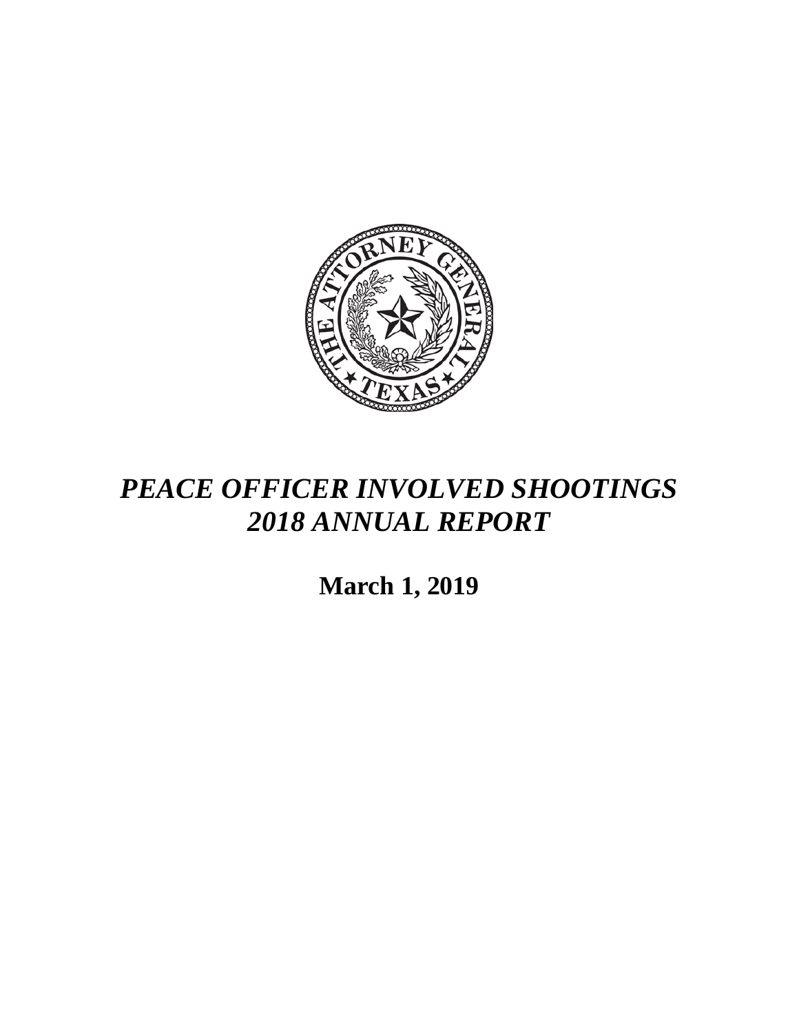# *PEACE OFFICER INVOLVED SHOOTINGS*
# *2018 ANNUAL REPORT*

**March 1, 2019**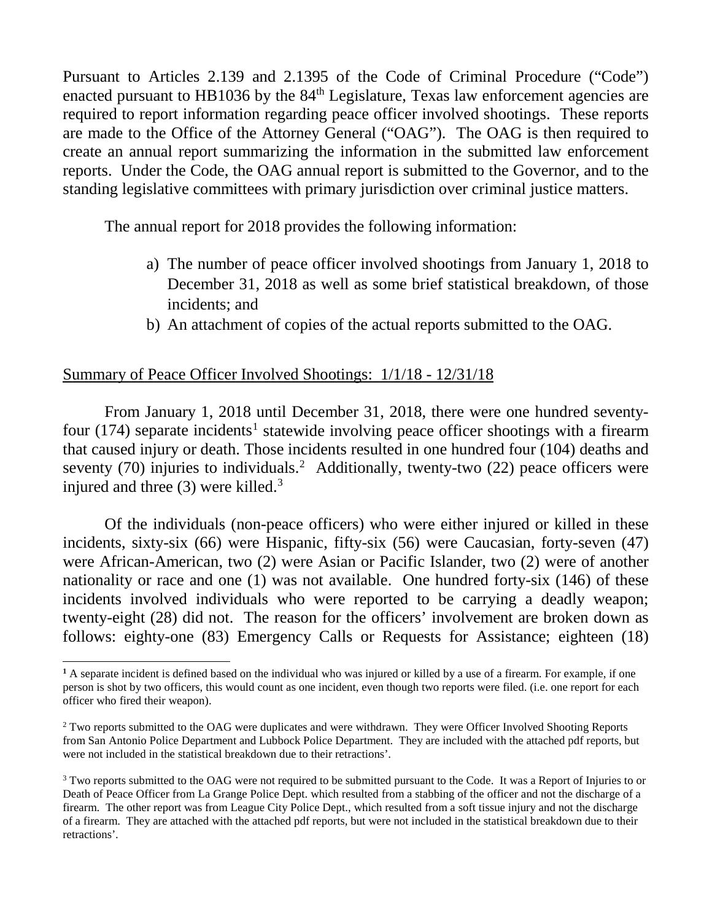Pursuant to Articles 2.139 and 2.1395 of the Code of Criminal Procedure ("Code") enacted pursuant to HB1036 by the 84th Legislature, Texas law enforcement agencies are required to report information regarding peace officer involved shootings. These reports are made to the Office of the Attorney General ("OAG"). The OAG is then required to create an annual report summarizing the information in the submitted law enforcement reports. Under the Code, the OAG annual report is submitted to the Governor, and to the standing legislative committees with primary jurisdiction over criminal justice matters.

The annual report for 2018 provides the following information:

a) The number of peace officer involved shootings from January 1, 2018 to December 31, 2018 as well as some brief statistical breakdown, of those incidents; and
b) An attachment of copies of the actual reports submitted to the OAG.

Summary of Peace Officer Involved Shootings: 1/1/18 - 12/31/18

From January 1, 2018 until December 31, 2018, there were one hundred seventy-four (174) separate incidents[1] statewide involving peace officer shootings with a firearm that caused injury or death. Those incidents resulted in one hundred four (104) deaths and seventy (70) injuries to individuals.[2] Additionally, twenty-two (22) peace officers were injured and three (3) were killed.[3]

Of the individuals (non-peace officers) who were either injured or killed in these incidents, sixty-six (66) were Hispanic, fifty-six (56) were Caucasian, forty-seven (47) were African-American, two (2) were Asian or Pacific Islander, two (2) were of another nationality or race and one (1) was not available. One hundred forty-six (146) of these incidents involved individuals who were reported to be carrying a deadly weapon; twenty-eight (28) did not. The reason for the officers' involvement are broken down as follows: eighty-one (83) Emergency Calls or Requests for Assistance; eighteen (18)

---

[1] A separate incident is defined based on the individual who was injured or killed by a use of a firearm. For example, if one person is shot by two officers, this would count as one incident, even though two reports were filed. (i.e. one report for each officer who fired their weapon).

[2] Two reports submitted to the OAG were duplicates and were withdrawn. They were Officer Involved Shooting Reports from San Antonio Police Department and Lubbock Police Department. They are included with the attached pdf reports, but were not included in the statistical breakdown due to their retractions'.

[3] Two reports submitted to the OAG were not required to be submitted pursuant to the Code. It was a Report of Injuries to or Death of Peace Officer from La Grange Police Dept. which resulted from a stabbing of the officer and not the discharge of a firearm. The other report was from League City Police Dept., which resulted from a soft tissue injury and not the discharge of a firearm. They are attached with the attached pdf reports, but were not included in the statistical breakdown due to their retractions'.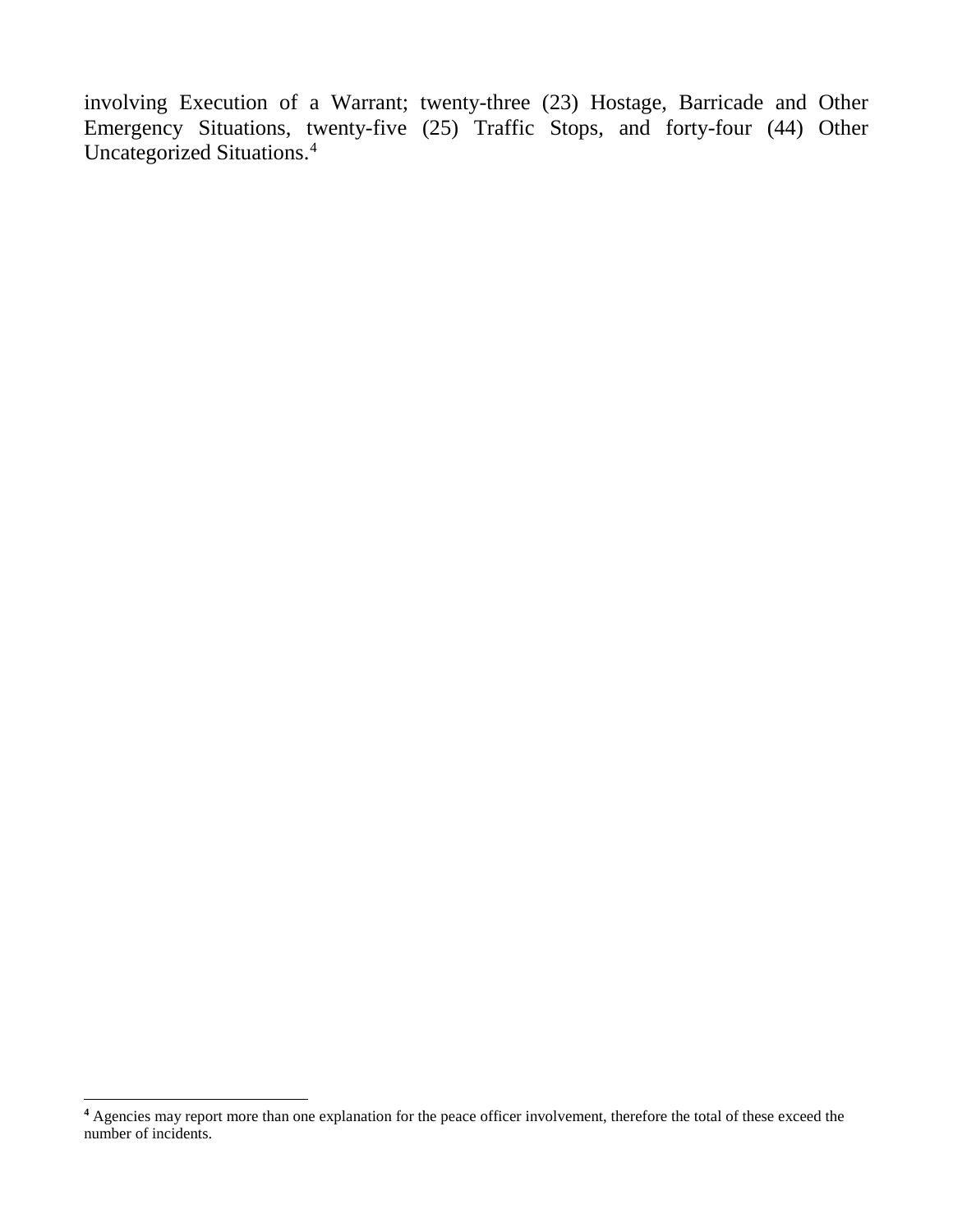involving Execution of a Warrant; twenty-three (23) Hostage, Barricade and Other Emergency Situations, twenty-five (25) Traffic Stops, and forty-four (44) Other Uncategorized Situations.[4]

[4] Agencies may report more than one explanation for the peace officer involvement, therefore the total of these exceed the number of incidents.